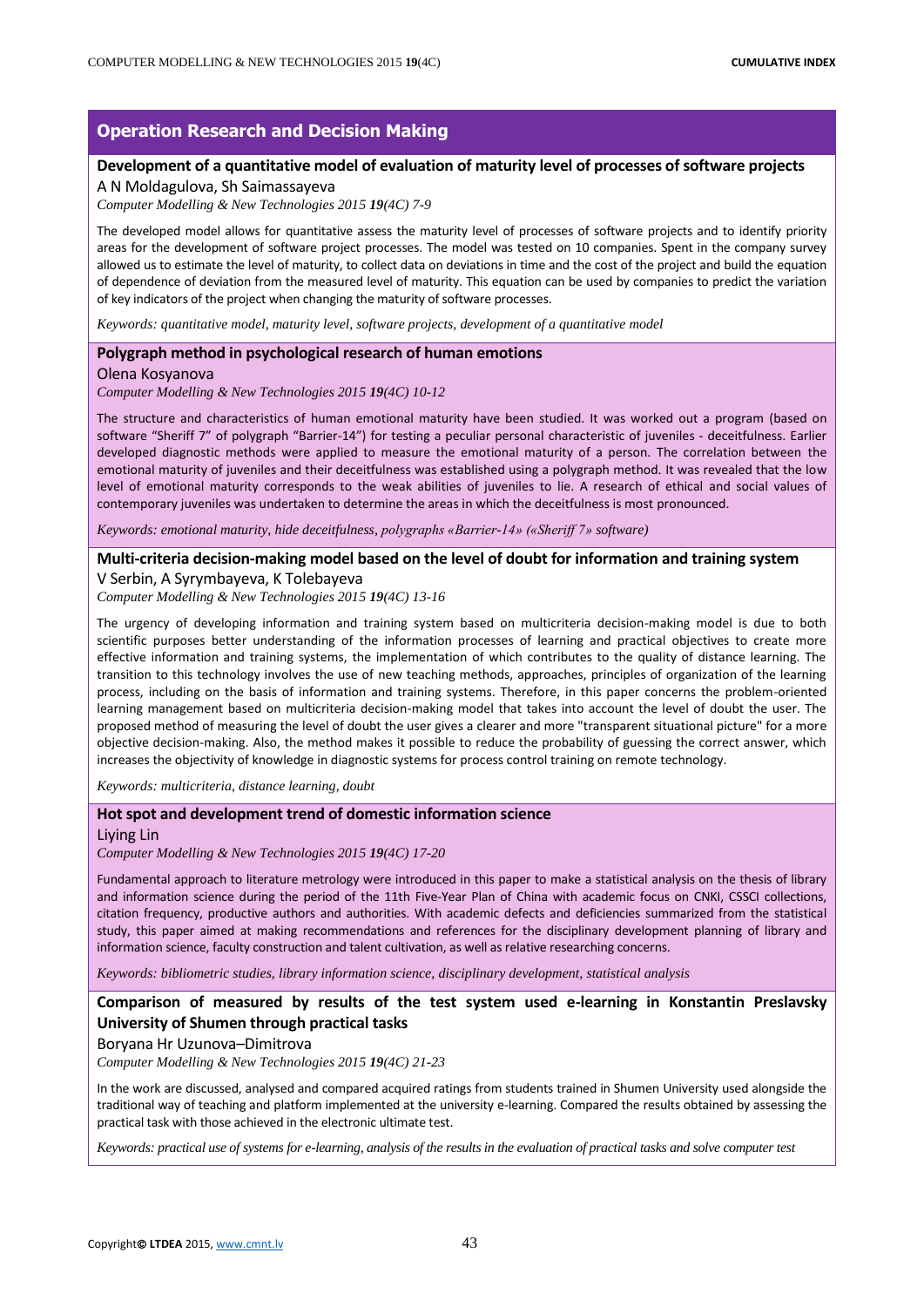## Operation Research and Decision Making

### Development of a quantitative model of evaluation of maturity level of processes of software projects

A N Moldagulova, Sh Saimassayeva

*Computer Modelling & New Technologies 2015 **19**(4C) 7-9*

The developed model allows for quantitative assess the maturity level of processes of software projects and to identify priority areas for the development of software project processes. The model was tested on 10 companies. Spent in the company survey allowed us to estimate the level of maturity, to collect data on deviations in time and the cost of the project and build the equation of dependence of deviation from the measured level of maturity. This equation can be used by companies to predict the variation of key indicators of the project when changing the maturity of software processes.

*Keywords: quantitative model, maturity level, software projects, development of a quantitative model*

### Polygraph method in psychological research of human emotions

Olena Kosyanova

*Computer Modelling & New Technologies 2015 **19**(4C) 10-12*

The structure and characteristics of human emotional maturity have been studied. It was worked out a program (based on software "Sheriff 7" of polygraph "Barrier-14") for testing a peculiar personal characteristic of juveniles - deceitfulness. Earlier developed diagnostic methods were applied to measure the emotional maturity of a person. The correlation between the emotional maturity of juveniles and their deceitfulness was established using a polygraph method. It was revealed that the low level of emotional maturity corresponds to the weak abilities of juveniles to lie. A research of ethical and social values of contemporary juveniles was undertaken to determine the areas in which the deceitfulness is most pronounced.

*Keywords: emotional maturity, hide deceitfulness, polygraphs «Barrier-14» («Sheriff 7» software)*

### Multi-criteria decision-making model based on the level of doubt for information and training system

V Serbin, A Syrymbayeva, K Tolebayeva

*Computer Modelling & New Technologies 2015 **19**(4C) 13-16*

The urgency of developing information and training system based on multicriteria decision-making model is due to both scientific purposes better understanding of the information processes of learning and practical objectives to create more effective information and training systems, the implementation of which contributes to the quality of distance learning. The transition to this technology involves the use of new teaching methods, approaches, principles of organization of the learning process, including on the basis of information and training systems. Therefore, in this paper concerns the problem-oriented learning management based on multicriteria decision-making model that takes into account the level of doubt the user. The proposed method of measuring the level of doubt the user gives a clearer and more "transparent situational picture" for a more objective decision-making. Also, the method makes it possible to reduce the probability of guessing the correct answer, which increases the objectivity of knowledge in diagnostic systems for process control training on remote technology.

*Keywords: multicriteria, distance learning, doubt*

### Hot spot and development trend of domestic information science

Liying Lin

*Computer Modelling & New Technologies 2015 **19**(4C) 17-20*

Fundamental approach to literature metrology were introduced in this paper to make a statistical analysis on the thesis of library and information science during the period of the 11th Five-Year Plan of China with academic focus on CNKI, CSSCI collections, citation frequency, productive authors and authorities. With academic defects and deficiencies summarized from the statistical study, this paper aimed at making recommendations and references for the disciplinary development planning of library and information science, faculty construction and talent cultivation, as well as relative researching concerns.

*Keywords: bibliometric studies, library information science, disciplinary development, statistical analysis*

### Comparison of measured by results of the test system used e-learning in Konstantin Preslavsky University of Shumen through practical tasks

Boryana Hr Uzunova–Dimitrova

*Computer Modelling & New Technologies 2015 **19**(4C) 21-23*

In the work are discussed, analysed and compared acquired ratings from students trained in Shumen University used alongside the traditional way of teaching and platform implemented at the university e-learning. Compared the results obtained by assessing the practical task with those achieved in the electronic ultimate test.

*Keywords: practical use of systems for e-learning, analysis of the results in the evaluation of practical tasks and solve computer test*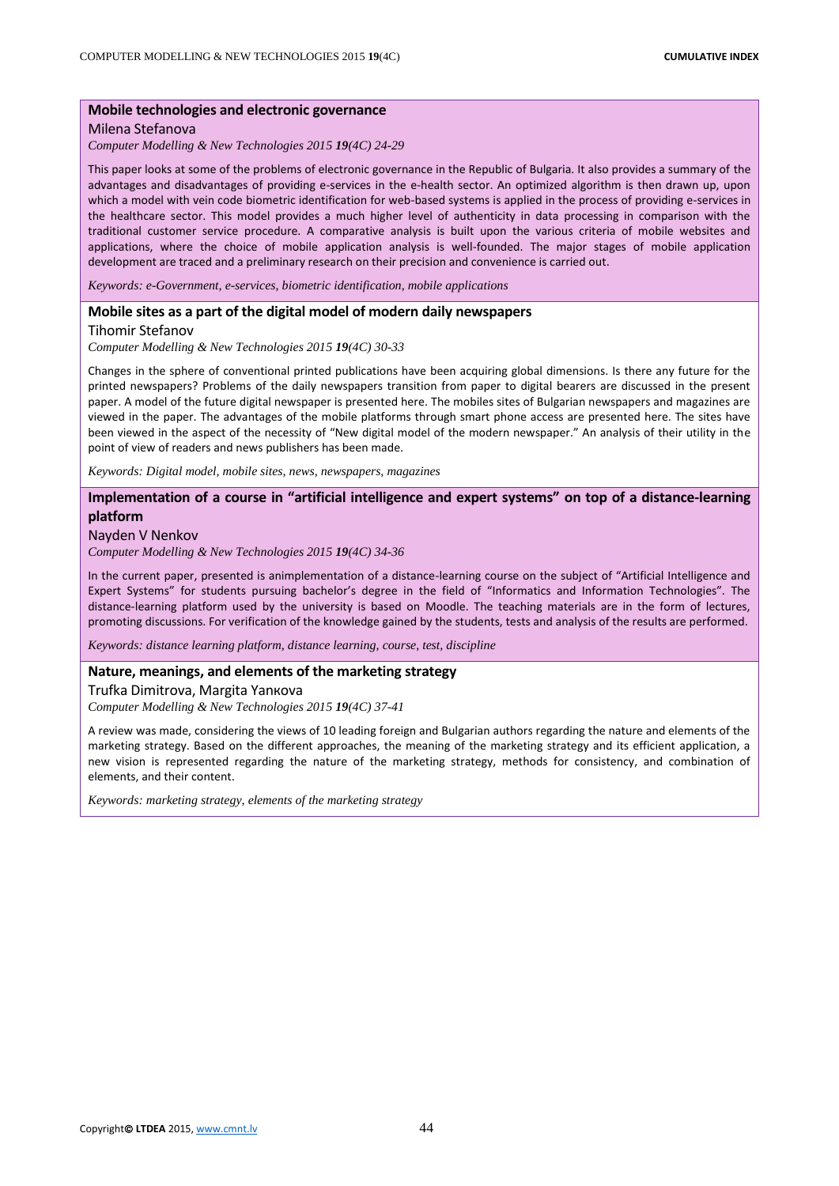### Mobile technologies and electronic governance

Milena Stefanova

*Computer Modelling & New Technologies 2015 **19**(4C) 24-29*

This paper looks at some of the problems of electronic governance in the Republic of Bulgaria. It also provides a summary of the advantages and disadvantages of providing e-services in the e-health sector. An optimized algorithm is then drawn up, upon which a model with vein code biometric identification for web-based systems is applied in the process of providing e-services in the healthcare sector. This model provides a much higher level of authenticity in data processing in comparison with the traditional customer service procedure. A comparative analysis is built upon the various criteria of mobile websites and applications, where the choice of mobile application analysis is well-founded. The major stages of mobile application development are traced and a preliminary research on their precision and convenience is carried out.

*Keywords: e-Government, e-services, biometric identification, mobile applications*

### Mobile sites as a part of the digital model of modern daily newspapers

Tihomir Stefanov

*Computer Modelling & New Technologies 2015 **19**(4C) 30-33*

Changes in the sphere of conventional printed publications have been acquiring global dimensions. Is there any future for the printed newspapers? Problems of the daily newspapers transition from paper to digital bearers are discussed in the present paper. A model of the future digital newspaper is presented here. The mobiles sites of Bulgarian newspapers and magazines are viewed in the paper. The advantages of the mobile platforms through smart phone access are presented here. The sites have been viewed in the aspect of the necessity of "New digital model of the modern newspaper." An analysis of their utility in the point of view of readers and news publishers has been made.

*Keywords: Digital model, mobile sites, news, newspapers, magazines*

### Implementation of a course in "artificial intelligence and expert systems" on top of a distance-learning platform

Nayden V Nenkov

*Computer Modelling & New Technologies 2015 **19**(4C) 34-36*

In the current paper, presented is animplementation of a distance-learning course on the subject of "Artificial Intelligence and Expert Systems" for students pursuing bachelor's degree in the field of "Informatics and Information Technologies". The distance-learning platform used by the university is based on Moodle. The teaching materials are in the form of lectures, promoting discussions. For verification of the knowledge gained by the students, tests and analysis of the results are performed.

*Keywords: distance learning platform, distance learning, course, test, discipline*

### Nature, meanings, and elements of the marketing strategy

Trufka Dimitrova, Margita Yankova

*Computer Modelling & New Technologies 2015 **19**(4C) 37-41*

A review was made, considering the views of 10 leading foreign and Bulgarian authors regarding the nature and elements of the marketing strategy. Based on the different approaches, the meaning of the marketing strategy and its efficient application, a new vision is represented regarding the nature of the marketing strategy, methods for consistency, and combination of elements, and their content.

*Keywords: marketing strategy, elements of the marketing strategy*